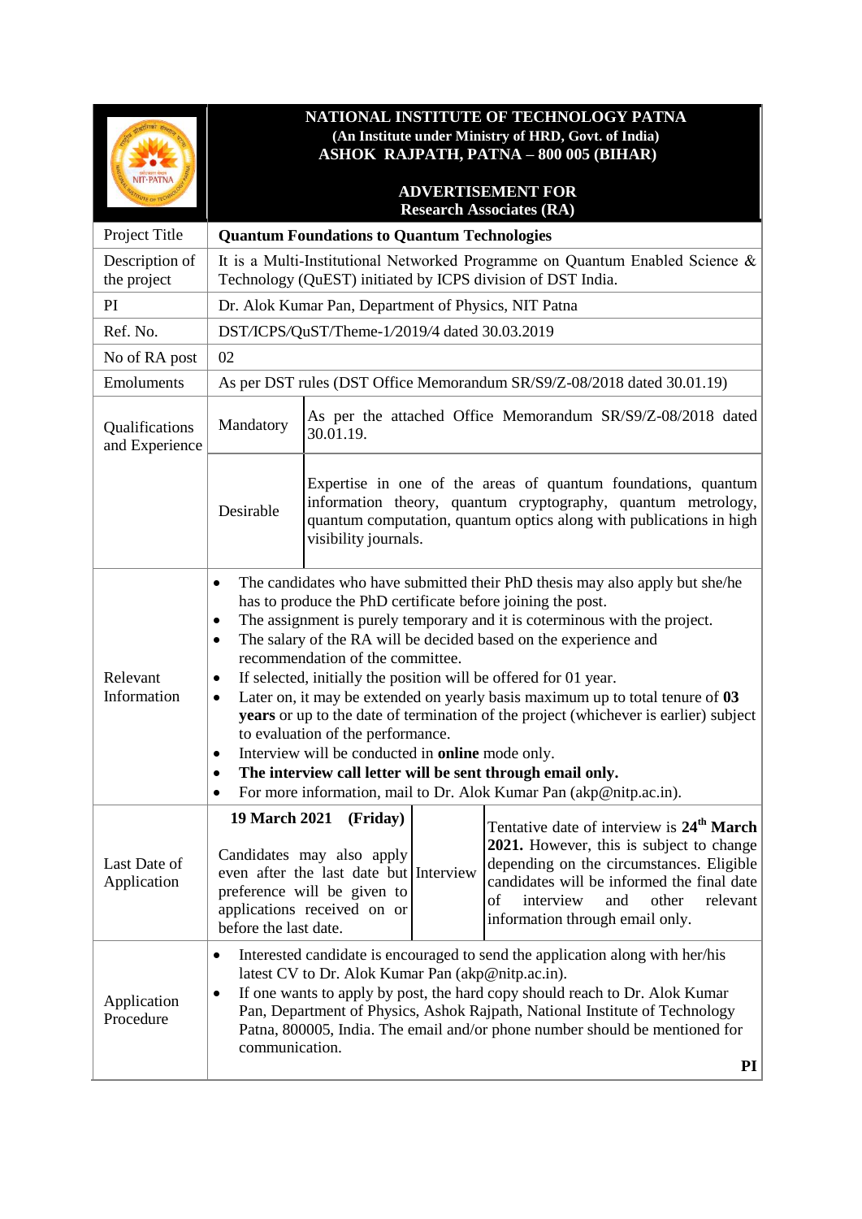# NATIONAL INSTITUTE OF TECHNOLOGY PATNA

**(An Institute under Ministry of HRD, Govt. of India)**

**ASHOK RAJPATH, PATNA – 800 005 (BIHAR)**

## ADVERTISEMENT FOR Research Associates (RA)

| | | |
|---|---|---|
| Project Title | **Quantum Foundations to Quantum Technologies** | |
| Description of the project | It is a Multi-Institutional Networked Programme on Quantum Enabled Science & Technology (QuEST) initiated by ICPS division of DST India. | |
| PI | Dr. Alok Kumar Pan, Department of Physics, NIT Patna | |
| Ref. No. | DST/ICPS/QuST/Theme-1/2019/4 dated 30.03.2019 | |
| No of RA post | 02 | |
| Emoluments | As per DST rules (DST Office Memorandum SR/S9/Z-08/2018 dated 30.01.19) | |
| Qualifications and Experience | Mandatory | As per the attached Office Memorandum SR/S9/Z-08/2018 dated 30.01.19. |
| | Desirable | Expertise in one of the areas of quantum foundations, quantum information theory, quantum cryptography, quantum metrology, quantum computation, quantum optics along with publications in high visibility journals. |

**Relevant Information**

- The candidates who have submitted their PhD thesis may also apply but she/he has to produce the PhD certificate before joining the post.
- The assignment is purely temporary and it is coterminous with the project.
- The salary of the RA will be decided based on the experience and recommendation of the committee.
- If selected, initially the position will be offered for 01 year.
- Later on, it may be extended on yearly basis maximum up to total tenure of **03 years** or up to the date of termination of the project (whichever is earlier) subject to evaluation of the performance.
- Interview will be conducted in **online** mode only.
- **The interview call letter will be sent through email only.**
- For more information, mail to Dr. Alok Kumar Pan (akp@nitp.ac.in).

| Last Date of Application | | Interview | |
|---|---|---|---|
| | **19 March 2021 (Friday)** Candidates may also apply even after the last date but preference will be given to applications received on or before the last date. | | Tentative date of interview is **24th March 2021.** However, this is subject to change depending on the circumstances. Eligible candidates will be informed the final date of interview and other relevant information through email only. |

**Application Procedure**

- Interested candidate is encouraged to send the application along with her/his latest CV to Dr. Alok Kumar Pan (akp@nitp.ac.in).
- If one wants to apply by post, the hard copy should reach to Dr. Alok Kumar Pan, Department of Physics, Ashok Rajpath, National Institute of Technology Patna, 800005, India. The email and/or phone number should be mentioned for communication.

**PI**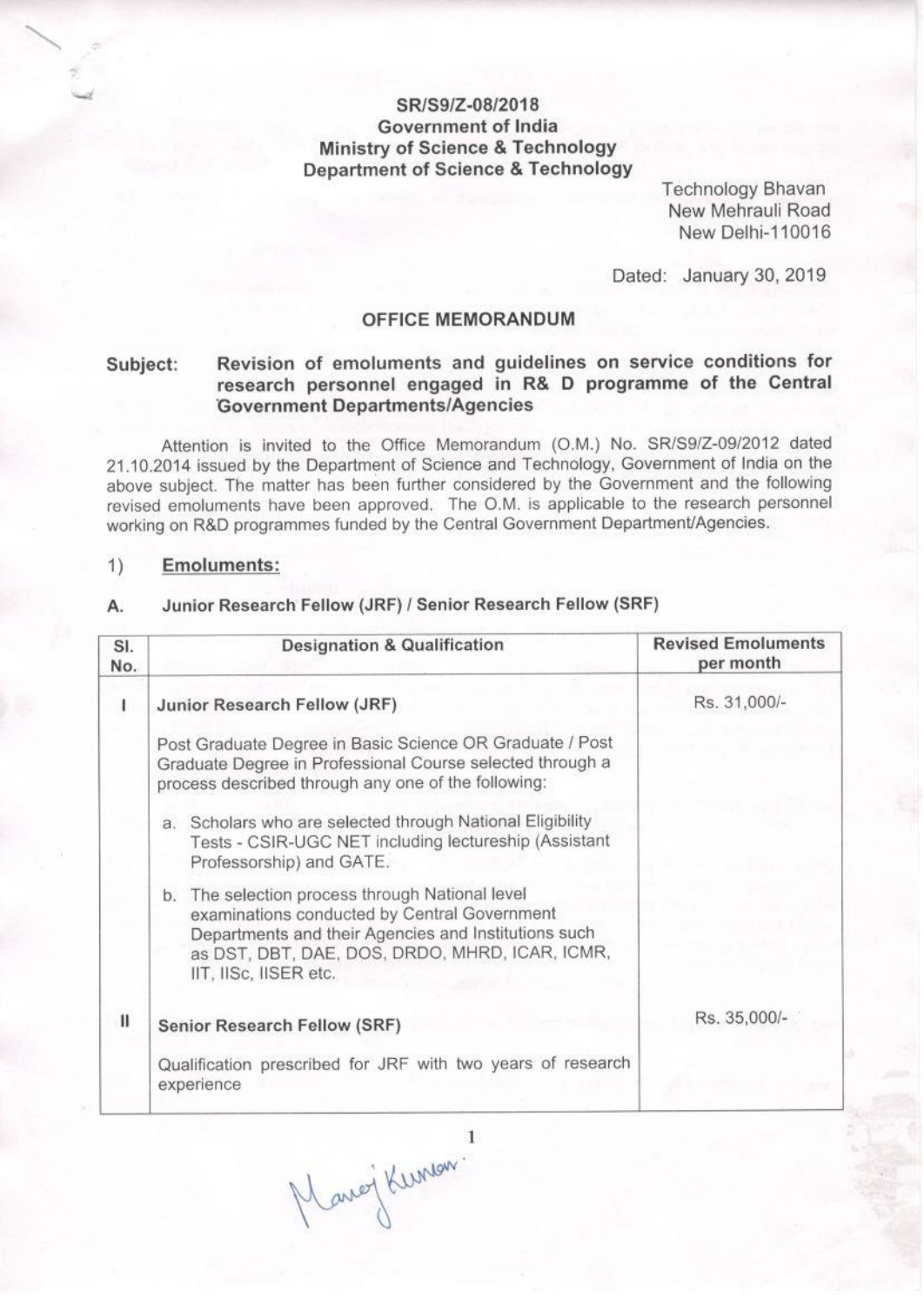SR/S9/Z-08/2018
Government of India
Ministry of Science & Technology
Department of Science & Technology

Technology Bhavan
New Mehrauli Road
New Delhi-110016

Dated: January 30, 2019

## OFFICE MEMORANDUM

**Subject: Revision of emoluments and guidelines on service conditions for research personnel engaged in R& D programme of the Central Government Departments/Agencies**

Attention is invited to the Office Memorandum (O.M.) No. SR/S9/Z-09/2012 dated 21.10.2014 issued by the Department of Science and Technology, Government of India on the above subject. The matter has been further considered by the Government and the following revised emoluments have been approved. The O.M. is applicable to the research personnel working on R&D programmes funded by the Central Government Department/Agencies.

### 1) Emoluments:

### A. Junior Research Fellow (JRF) / Senior Research Fellow (SRF)

| Sl. No. | Designation & Qualification | Revised Emoluments per month |
|---|---|---|
| I | **Junior Research Fellow (JRF)**<br><br>Post Graduate Degree in Basic Science OR Graduate / Post Graduate Degree in Professional Course selected through a process described through any one of the following:<br><br>a. Scholars who are selected through National Eligibility Tests - CSIR-UGC NET including lectureship (Assistant Professorship) and GATE.<br><br>b. The selection process through National level examinations conducted by Central Government Departments and their Agencies and Institutions such as DST, DBT, DAE, DOS, DRDO, MHRD, ICAR, ICMR, IIT, IISc, IISER etc. | Rs. 31,000/- |
| II | **Senior Research Fellow (SRF)**<br><br>Qualification prescribed for JRF with two years of research experience | Rs. 35,000/- |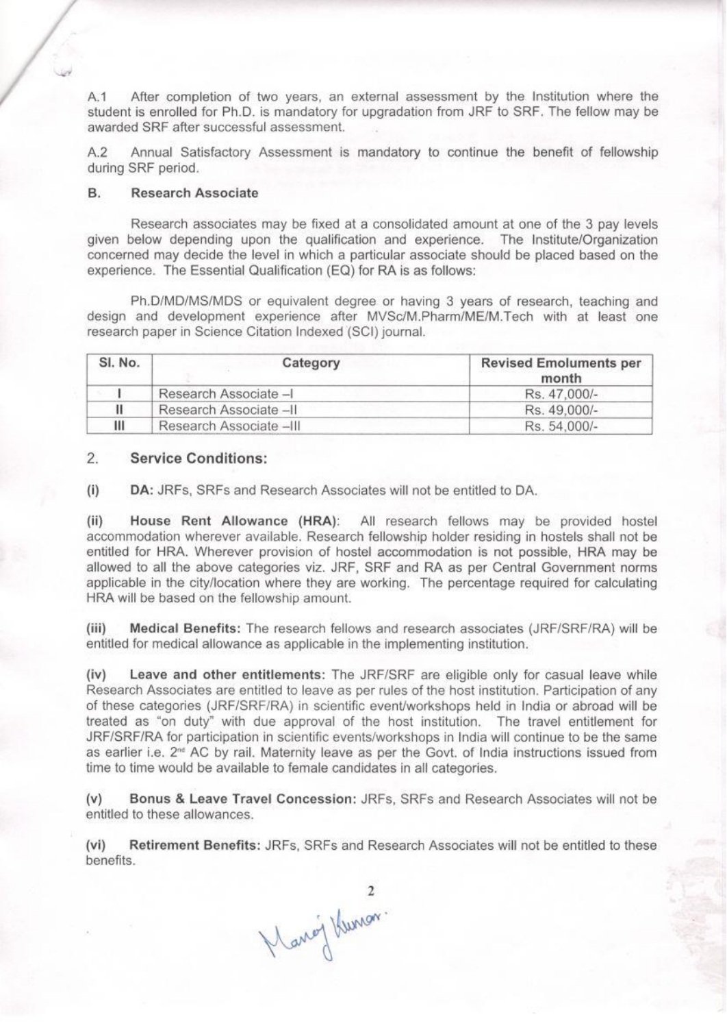A.1 After completion of two years, an external assessment by the Institution where the student is enrolled for Ph.D. is mandatory for upgradation from JRF to SRF. The fellow may be awarded SRF after successful assessment.

A.2 Annual Satisfactory Assessment is mandatory to continue the benefit of fellowship during SRF period.

**B. Research Associate**

Research associates may be fixed at a consolidated amount at one of the 3 pay levels given below depending upon the qualification and experience. The Institute/Organization concerned may decide the level in which a particular associate should be placed based on the experience. The Essential Qualification (EQ) for RA is as follows:

Ph.D/MD/MS/MDS or equivalent degree or having 3 years of research, teaching and design and development experience after MVSc/M.Pharm/ME/M.Tech with at least one research paper in Science Citation Indexed (SCI) journal.

| Sl. No. | Category | Revised Emoluments per month |
|---|---|---|
| I | Research Associate –I | Rs. 47,000/- |
| II | Research Associate –II | Rs. 49,000/- |
| III | Research Associate –III | Rs. 54,000/- |

## 2. Service Conditions:

**(i) DA:** JRFs, SRFs and Research Associates will not be entitled to DA.

**(ii) House Rent Allowance (HRA):** All research fellows may be provided hostel accommodation wherever available. Research fellowship holder residing in hostels shall not be entitled for HRA. Wherever provision of hostel accommodation is not possible, HRA may be allowed to all the above categories viz. JRF, SRF and RA as per Central Government norms applicable in the city/location where they are working. The percentage required for calculating HRA will be based on the fellowship amount.

**(iii) Medical Benefits:** The research fellows and research associates (JRF/SRF/RA) will be entitled for medical allowance as applicable in the implementing institution.

**(iv) Leave and other entitlements:** The JRF/SRF are eligible only for casual leave while Research Associates are entitled to leave as per rules of the host institution. Participation of any of these categories (JRF/SRF/RA) in scientific event/workshops held in India or abroad will be treated as "on duty" with due approval of the host institution. The travel entitlement for JRF/SRF/RA for participation in scientific events/workshops in India will continue to be the same as earlier i.e. 2nd AC by rail. Maternity leave as per the Govt. of India instructions issued from time to time would be available to female candidates in all categories.

**(v) Bonus & Leave Travel Concession:** JRFs, SRFs and Research Associates will not be entitled to these allowances.

**(vi) Retirement Benefits:** JRFs, SRFs and Research Associates will not be entitled to these benefits.

Manoj Kumar.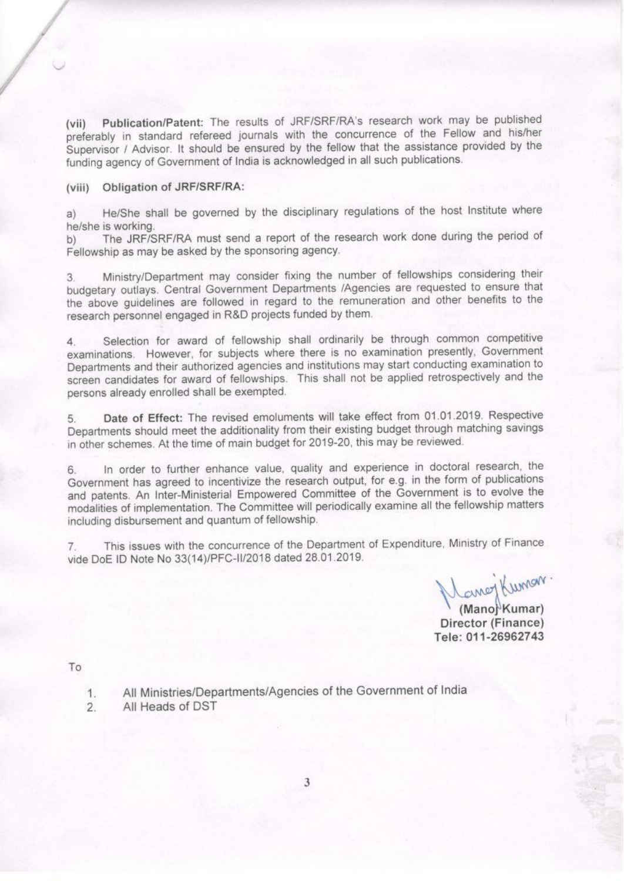**(vii) Publication/Patent:** The results of JRF/SRF/RA's research work may be published preferably in standard refereed journals with the concurrence of the Fellow and his/her Supervisor / Advisor. It should be ensured by the fellow that the assistance provided by the funding agency of Government of India is acknowledged in all such publications.

**(viii) Obligation of JRF/SRF/RA:**

a) He/She shall be governed by the disciplinary regulations of the host Institute where he/she is working.

b) The JRF/SRF/RA must send a report of the research work done during the period of Fellowship as may be asked by the sponsoring agency.

3. Ministry/Department may consider fixing the number of fellowships considering their budgetary outlays. Central Government Departments /Agencies are requested to ensure that the above guidelines are followed in regard to the remuneration and other benefits to the research personnel engaged in R&D projects funded by them.

4. Selection for award of fellowship shall ordinarily be through common competitive examinations. However, for subjects where there is no examination presently, Government Departments and their authorized agencies and institutions may start conducting examination to screen candidates for award of fellowships. This shall not be applied retrospectively and the persons already enrolled shall be exempted.

5. **Date of Effect:** The revised emoluments will take effect from 01.01.2019. Respective Departments should meet the additionality from their existing budget through matching savings in other schemes. At the time of main budget for 2019-20, this may be reviewed.

6. In order to further enhance value, quality and experience in doctoral research, the Government has agreed to incentivize the research output, for e.g. in the form of publications and patents. An Inter-Ministerial Empowered Committee of the Government is to evolve the modalities of implementation. The Committee will periodically examine all the fellowship matters including disbursement and quantum of fellowship.

7. This issues with the concurrence of the Department of Expenditure, Ministry of Finance vide DoE ID Note No 33(14)/PFC-II/2018 dated 28.01.2019.

Manoj Kumar

**(Manoj Kumar)**
**Director (Finance)**
**Tele: 011-26962743**

To

1. All Ministries/Departments/Agencies of the Government of India
2. All Heads of DST